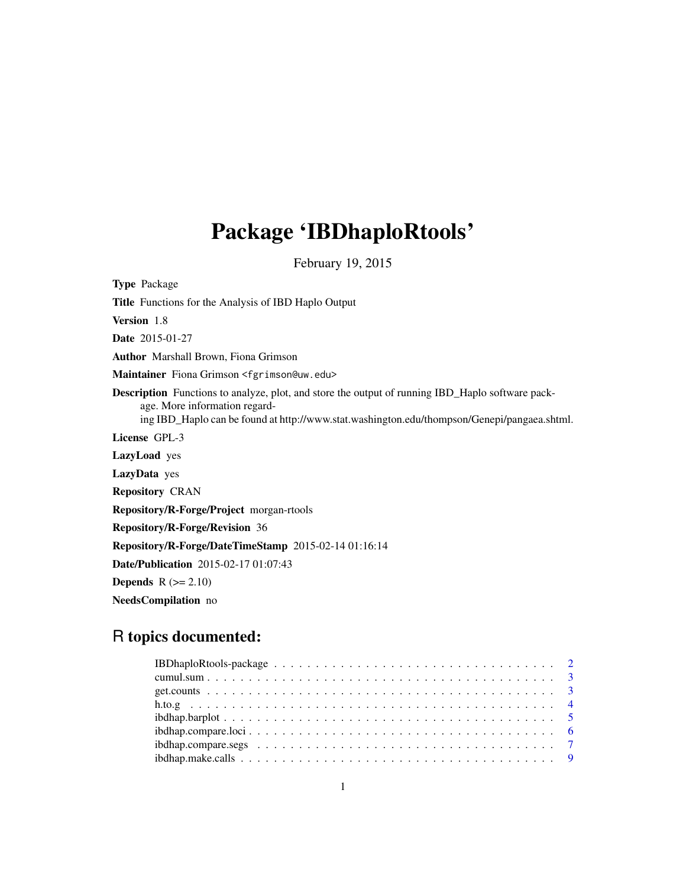# Package 'IBDhaploRtools'

February 19, 2015

**Type** Package

**Title** Functions for the Analysis of IBD Haplo Output

**Version** 1.8

**Date** 2015-01-27

**Author** Marshall Brown, Fiona Grimson

**Maintainer** Fiona Grimson <fgrimson@uw.edu>

**Description** Functions to analyze, plot, and store the output of running IBD_Haplo software package. More information regarding IBD_Haplo can be found at http://www.stat.washington.edu/thompson/Genepi/pangaea.shtml.

**License** GPL-3

**LazyLoad** yes

**LazyData** yes

**Repository** CRAN

**Repository/R-Forge/Project** morgan-rtools

**Repository/R-Forge/Revision** 36

**Repository/R-Forge/DateTimeStamp** 2015-02-14 01:16:14

**Date/Publication** 2015-02-17 01:07:43

**Depends** R (>= 2.10)

**NeedsCompilation** no

## R topics documented:

- IBDhaploRtools-package . . . . . . . . . . . . . . . . . . . . . . . . . . . . . . . . . 2
- cumul.sum . . . . . . . . . . . . . . . . . . . . . . . . . . . . . . . . . . . . . . . . 3
- get.counts . . . . . . . . . . . . . . . . . . . . . . . . . . . . . . . . . . . . . . . . 3
- h.to.g . . . . . . . . . . . . . . . . . . . . . . . . . . . . . . . . . . . . . . . . . . 4
- ibdhap.barplot . . . . . . . . . . . . . . . . . . . . . . . . . . . . . . . . . . . . . . 5
- ibdhap.compare.loci . . . . . . . . . . . . . . . . . . . . . . . . . . . . . . . . . . . 6
- ibdhap.compare.segs . . . . . . . . . . . . . . . . . . . . . . . . . . . . . . . . . . . 7
- ibdhap.make.calls . . . . . . . . . . . . . . . . . . . . . . . . . . . . . . . . . . . . 9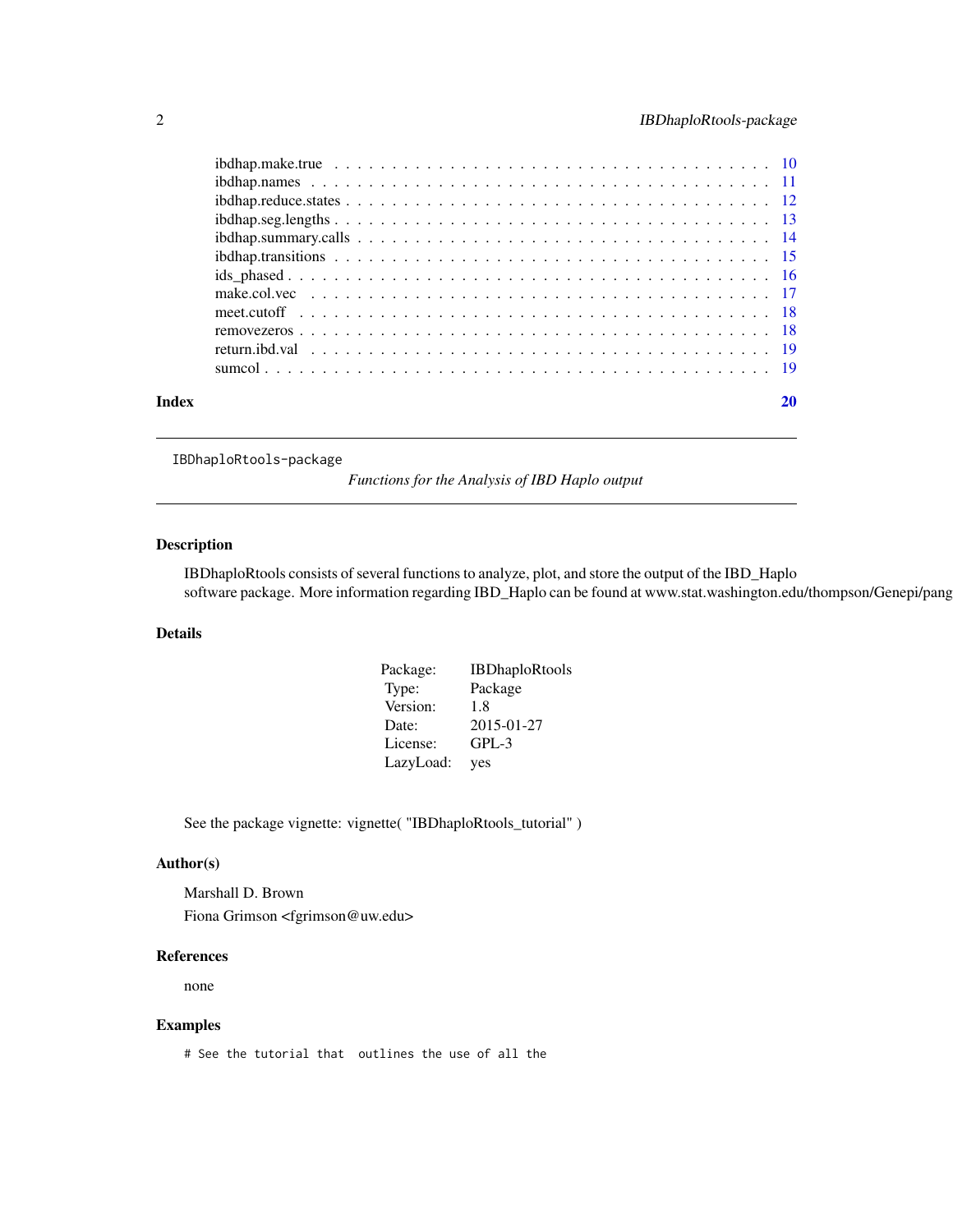ibdhap.make.true . . . . . . . . . . . . . . . . . . . . . . . . . . . . . . . . . . . . . 10
ibdhap.names . . . . . . . . . . . . . . . . . . . . . . . . . . . . . . . . . . . . . . 11
ibdhap.reduce.states . . . . . . . . . . . . . . . . . . . . . . . . . . . . . . . . . . . 12
ibdhap.seg.lengths . . . . . . . . . . . . . . . . . . . . . . . . . . . . . . . . . . . . 13
ibdhap.summary.calls . . . . . . . . . . . . . . . . . . . . . . . . . . . . . . . . . . . 14
ibdhap.transitions . . . . . . . . . . . . . . . . . . . . . . . . . . . . . . . . . . . . 15
ids_phased . . . . . . . . . . . . . . . . . . . . . . . . . . . . . . . . . . . . . . . . 16
make.col.vec . . . . . . . . . . . . . . . . . . . . . . . . . . . . . . . . . . . . . . . 17
meet.cutoff . . . . . . . . . . . . . . . . . . . . . . . . . . . . . . . . . . . . . . . . 18
removezeros . . . . . . . . . . . . . . . . . . . . . . . . . . . . . . . . . . . . . . . . 18
return.ibd.val . . . . . . . . . . . . . . . . . . . . . . . . . . . . . . . . . . . . . . 19
sumcol . . . . . . . . . . . . . . . . . . . . . . . . . . . . . . . . . . . . . . . . . . . 19

**Index** **20**

---

IBDhaploRtools-package *Functions for the Analysis of IBD Haplo output*

---

## Description

IBDhaploRtools consists of several functions to analyze, plot, and store the output of the IBD_Haplo software package. More information regarding IBD_Haplo can be found at www.stat.washington.edu/thompson/Genepi/pang

## Details

| | |
|---|---|
| Package: | IBDhaploRtools |
| Type: | Package |
| Version: | 1.8 |
| Date: | 2015-01-27 |
| License: | GPL-3 |
| LazyLoad: | yes |

See the package vignette: vignette( "IBDhaploRtools_tutorial" )

## Author(s)

Marshall D. Brown

Fiona Grimson <fgrimson@uw.edu>

## References

none

## Examples

```
# See the tutorial that  outlines the use of all the
```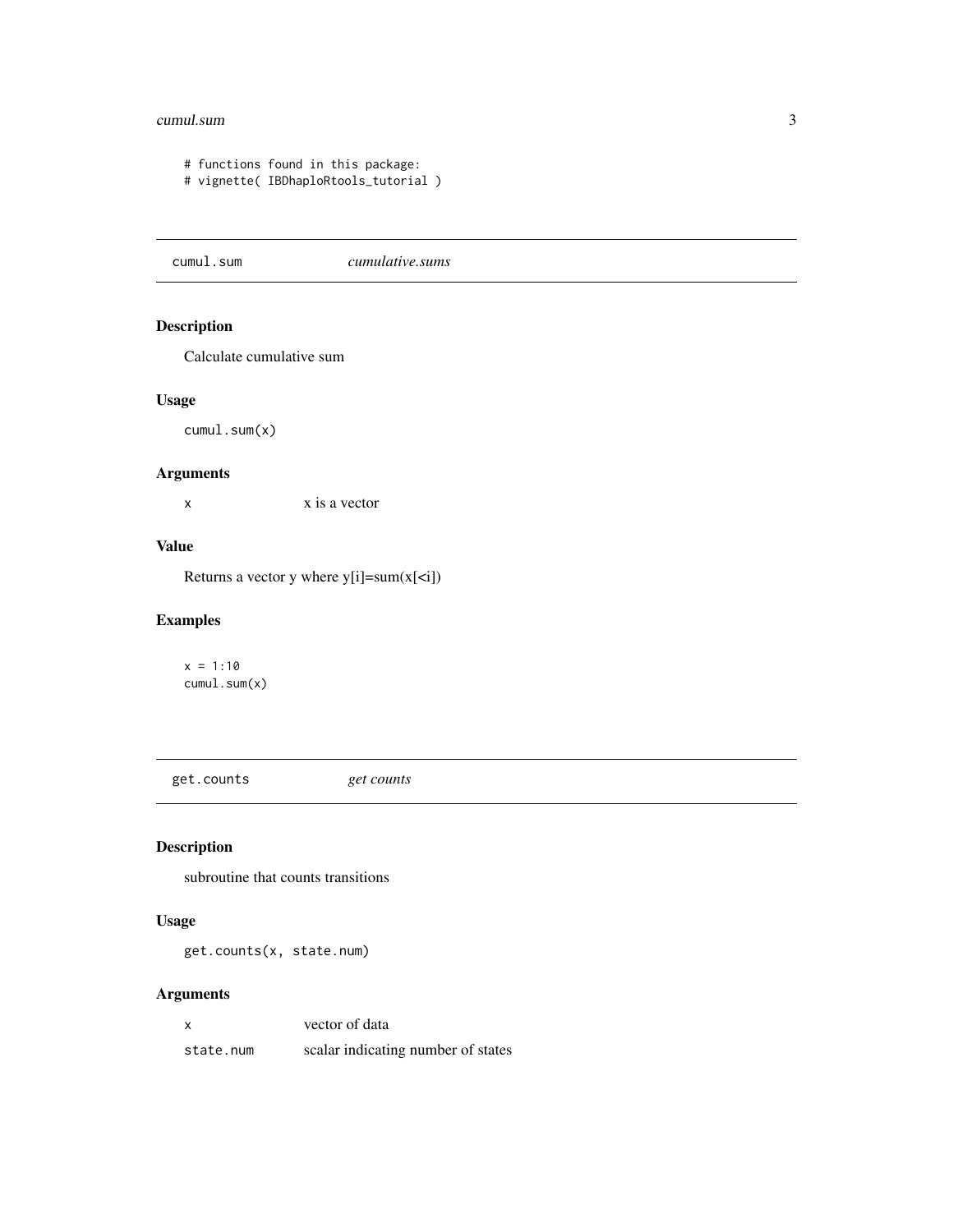```
# functions found in this package:
# vignette( IBDhaploRtools_tutorial )
```

## cumul.sum *cumulative.sums*

### Description

Calculate cumulative sum

### Usage

```
cumul.sum(x)
```

### Arguments

| | |
|---|---|
| x | x is a vector |

### Value

Returns a vector y where y[i]=sum(x[<i])

### Examples

```
x = 1:10
cumul.sum(x)
```

## get.counts *get counts*

### Description

subroutine that counts transitions

### Usage

```
get.counts(x, state.num)
```

### Arguments

| | |
|---|---|
| x | vector of data |
| state.num | scalar indicating number of states |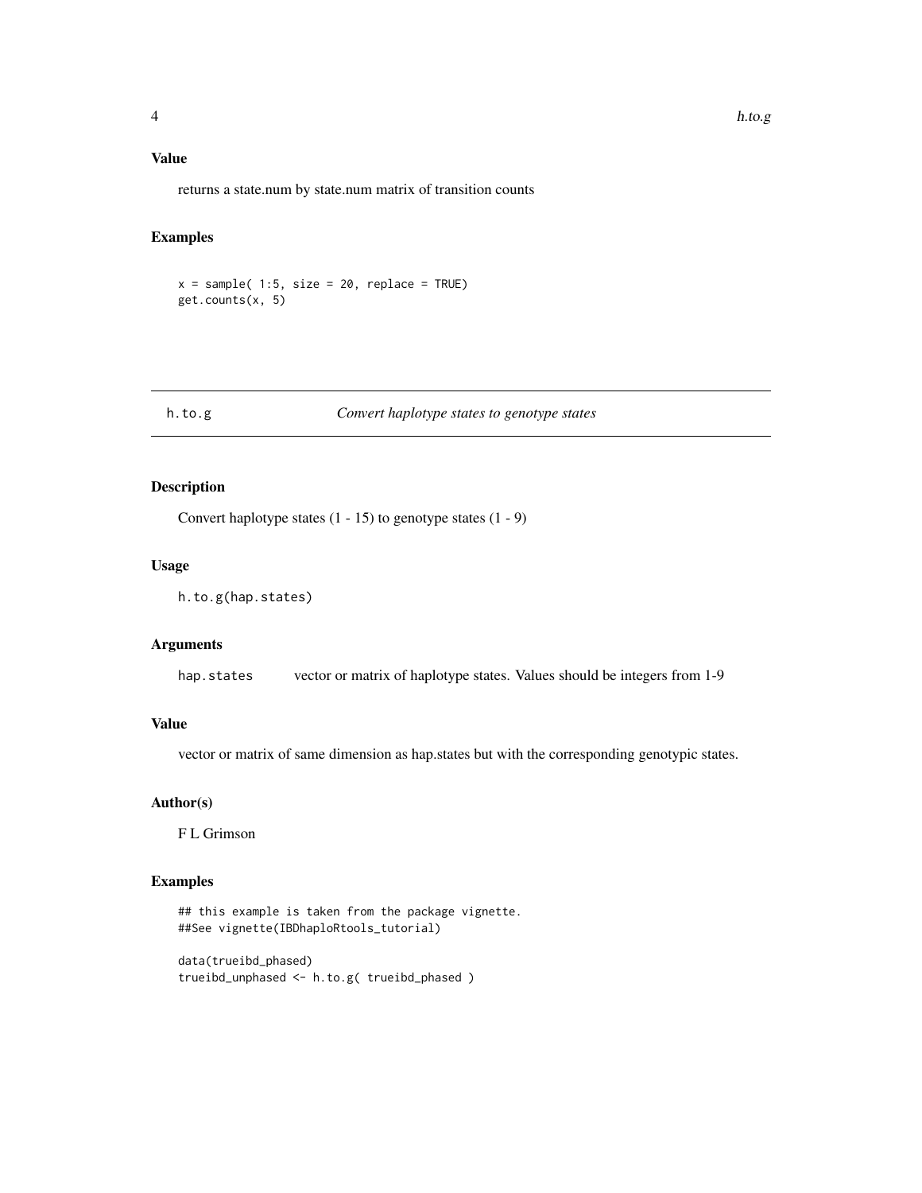### Value

returns a state.num by state.num matrix of transition counts

### Examples

```
x = sample( 1:5, size = 20, replace = TRUE)
get.counts(x, 5)
```

---

## h.to.g — *Convert haplotype states to genotype states*

---

### Description

Convert haplotype states (1 - 15) to genotype states (1 - 9)

### Usage

```
h.to.g(hap.states)
```

### Arguments

| | |
|---|---|
| `hap.states` | vector or matrix of haplotype states. Values should be integers from 1-9 |

### Value

vector or matrix of same dimension as hap.states but with the corresponding genotypic states.

### Author(s)

F L Grimson

### Examples

```
## this example is taken from the package vignette.
##See vignette(IBDhaploRtools_tutorial)

data(trueibd_phased)
trueibd_unphased <- h.to.g( trueibd_phased )
```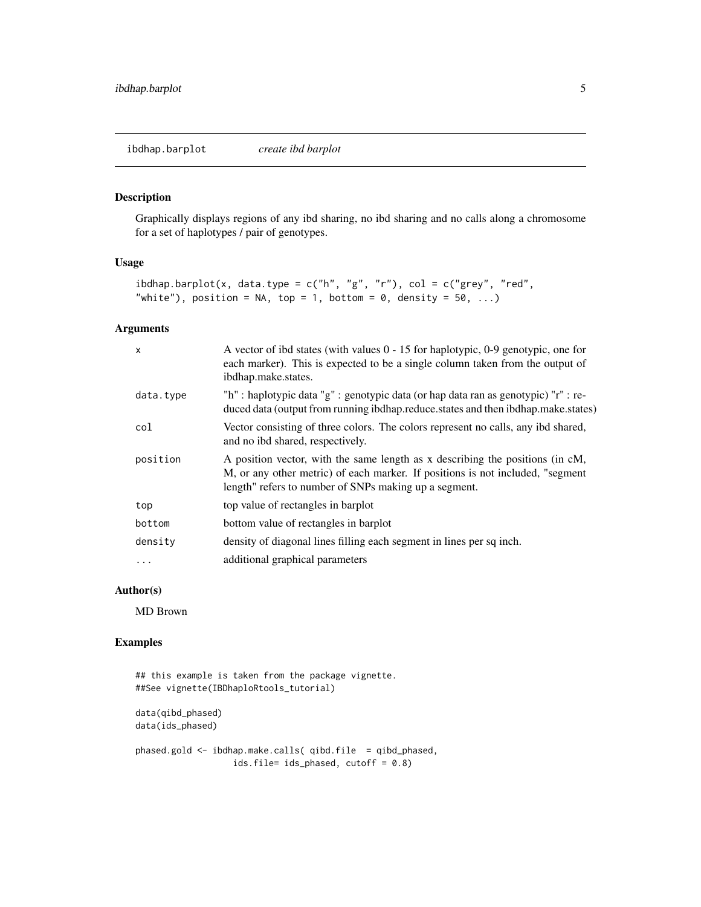ibdhap.barplot *create ibd barplot*

## Description

Graphically displays regions of any ibd sharing, no ibd sharing and no calls along a chromosome for a set of haplotypes / pair of genotypes.

## Usage

```
ibdhap.barplot(x, data.type = c("h", "g", "r"), col = c("grey", "red",
"white"), position = NA, top = 1, bottom = 0, density = 50, ...)
```

## Arguments

| | |
|---|---|
| x | A vector of ibd states (with values 0 - 15 for haplotypic, 0-9 genotypic, one for each marker). This is expected to be a single column taken from the output of ibdhap.make.states. |
| data.type | "h" : haplotypic data "g" : genotypic data (or hap data ran as genotypic) "r" : reduced data (output from running ibdhap.reduce.states and then ibdhap.make.states) |
| col | Vector consisting of three colors. The colors represent no calls, any ibd shared, and no ibd shared, respectively. |
| position | A position vector, with the same length as x describing the positions (in cM, M, or any other metric) of each marker. If positions is not included, "segment length" refers to number of SNPs making up a segment. |
| top | top value of rectangles in barplot |
| bottom | bottom value of rectangles in barplot |
| density | density of diagonal lines filling each segment in lines per sq inch. |
| ... | additional graphical parameters |

## Author(s)

MD Brown

## Examples

```
## this example is taken from the package vignette.
##See vignette(IBDhaploRtools_tutorial)

data(qibd_phased)
data(ids_phased)

phased.gold <- ibdhap.make.calls( qibd.file  = qibd_phased,
                  ids.file= ids_phased, cutoff = 0.8)
```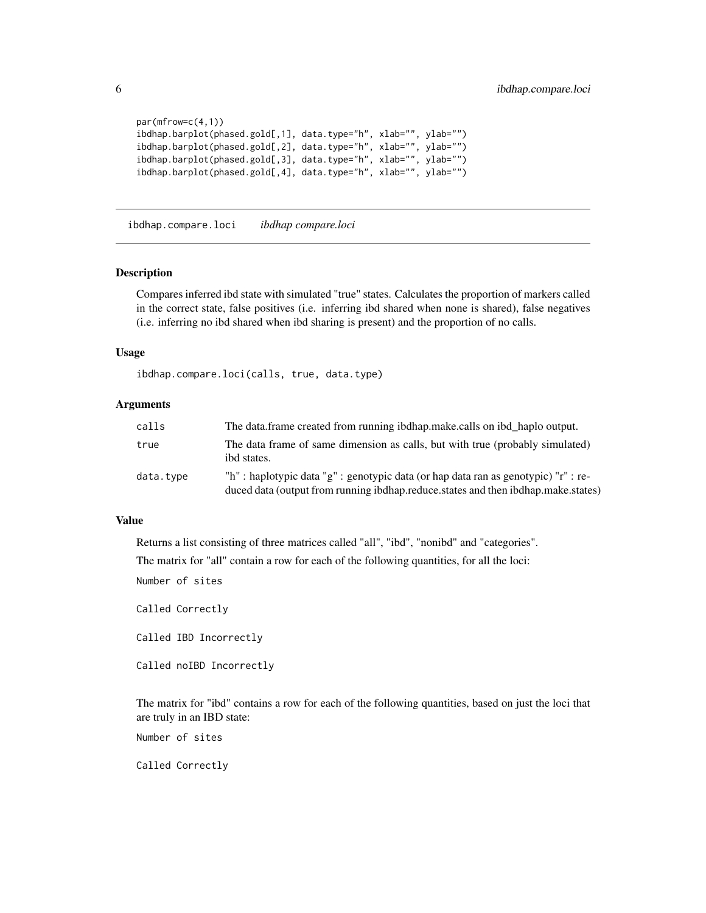```
par(mfrow=c(4,1))
ibdhap.barplot(phased.gold[,1], data.type="h", xlab="", ylab="")
ibdhap.barplot(phased.gold[,2], data.type="h", xlab="", ylab="")
ibdhap.barplot(phased.gold[,3], data.type="h", xlab="", ylab="")
ibdhap.barplot(phased.gold[,4], data.type="h", xlab="", ylab="")
```

## ibdhap.compare.loci *ibdhap compare.loci*

### Description

Compares inferred ibd state with simulated "true" states. Calculates the proportion of markers called in the correct state, false positives (i.e. inferring ibd shared when none is shared), false negatives (i.e. inferring no ibd shared when ibd sharing is present) and the proportion of no calls.

### Usage

```
ibdhap.compare.loci(calls, true, data.type)
```

### Arguments

| | |
|---|---|
| calls | The data.frame created from running ibdhap.make.calls on ibd_haplo output. |
| true | The data frame of same dimension as calls, but with true (probably simulated) ibd states. |
| data.type | "h" : haplotypic data "g" : genotypic data (or hap data ran as genotypic) "r" : reduced data (output from running ibdhap.reduce.states and then ibdhap.make.states) |

### Value

Returns a list consisting of three matrices called "all", "ibd", "nonibd" and "categories".

The matrix for "all" contain a row for each of the following quantities, for all the loci:

Number of sites

Called Correctly

Called IBD Incorrectly

Called noIBD Incorrectly

The matrix for "ibd" contains a row for each of the following quantities, based on just the loci that are truly in an IBD state:

Number of sites

Called Correctly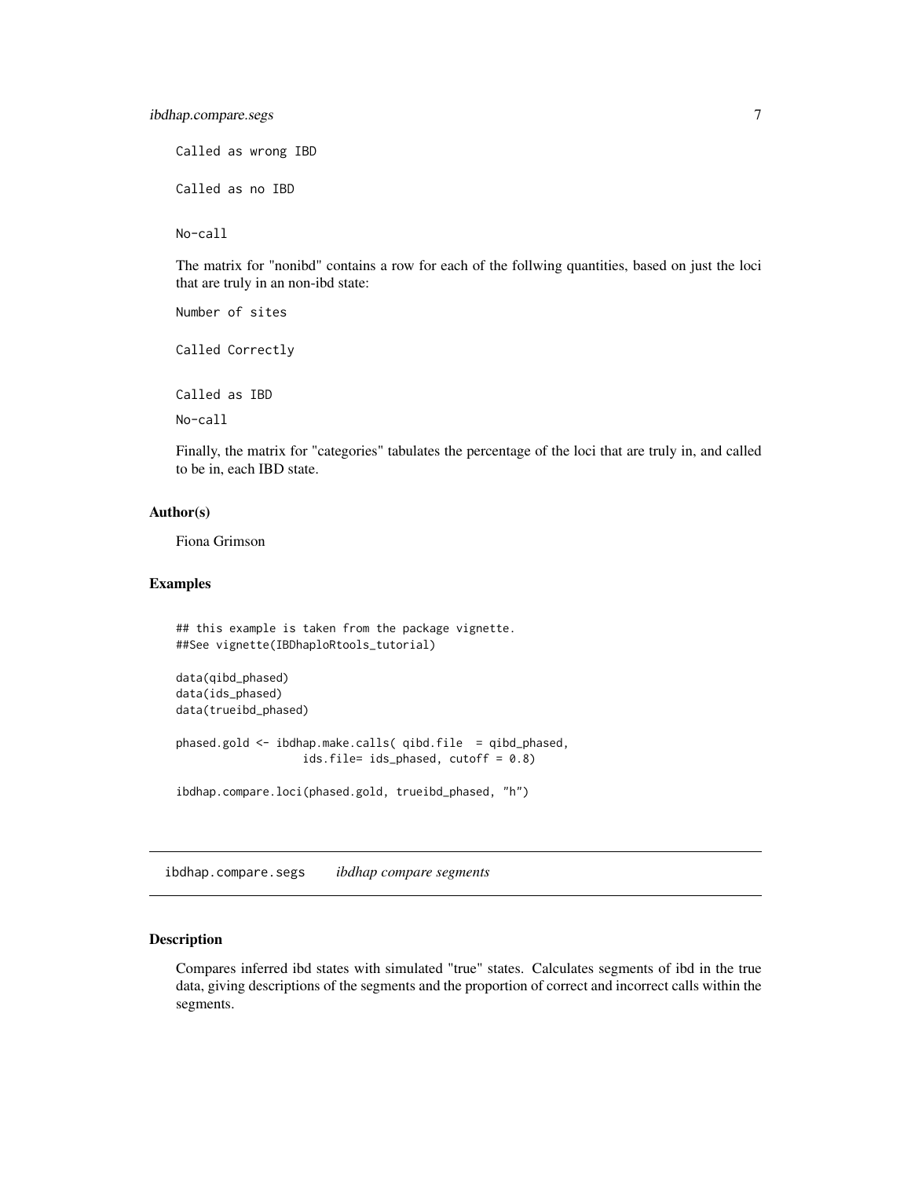Called as wrong IBD

Called as no IBD

No-call

The matrix for "nonibd" contains a row for each of the follwing quantities, based on just the loci that are truly in an non-ibd state:

Number of sites

Called Correctly

Called as IBD

No-call

Finally, the matrix for "categories" tabulates the percentage of the loci that are truly in, and called to be in, each IBD state.

### Author(s)

Fiona Grimson

### Examples

```
## this example is taken from the package vignette.
##See vignette(IBDhaploRtools_tutorial)

data(qibd_phased)
data(ids_phased)
data(trueibd_phased)

phased.gold <- ibdhap.make.calls( qibd.file  = qibd_phased,
                    ids.file= ids_phased, cutoff = 0.8)

ibdhap.compare.loci(phased.gold, trueibd_phased, "h")
```

---

## ibdhap.compare.segs    *ibdhap compare segments*

### Description

Compares inferred ibd states with simulated "true" states. Calculates segments of ibd in the true data, giving descriptions of the segments and the proportion of correct and incorrect calls within the segments.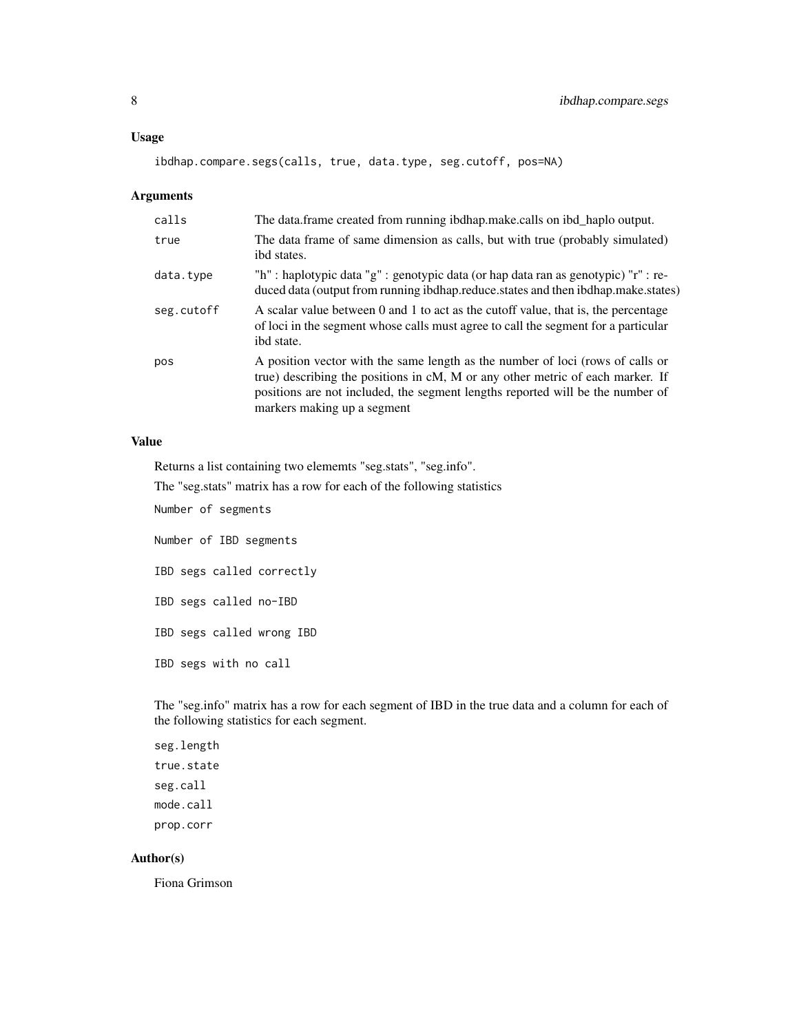## Usage

```
ibdhap.compare.segs(calls, true, data.type, seg.cutoff, pos=NA)
```

## Arguments

| | |
|---|---|
| calls | The data.frame created from running ibdhap.make.calls on ibd_haplo output. |
| true | The data frame of same dimension as calls, but with true (probably simulated) ibd states. |
| data.type | "h" : haplotypic data "g" : genotypic data (or hap data ran as genotypic) "r" : reduced data (output from running ibdhap.reduce.states and then ibdhap.make.states) |
| seg.cutoff | A scalar value between 0 and 1 to act as the cutoff value, that is, the percentage of loci in the segment whose calls must agree to call the segment for a particular ibd state. |
| pos | A position vector with the same length as the number of loci (rows of calls or true) describing the positions in cM, M or any other metric of each marker. If positions are not included, the segment lengths reported will be the number of markers making up a segment |

## Value

Returns a list containing two elememts "seg.stats", "seg.info".

The "seg.stats" matrix has a row for each of the following statistics

Number of segments

Number of IBD segments

IBD segs called correctly

IBD segs called no-IBD

IBD segs called wrong IBD

IBD segs with no call

The "seg.info" matrix has a row for each segment of IBD in the true data and a column for each of the following statistics for each segment.

seg.length

true.state

seg.call

mode.call

prop.corr

## Author(s)

Fiona Grimson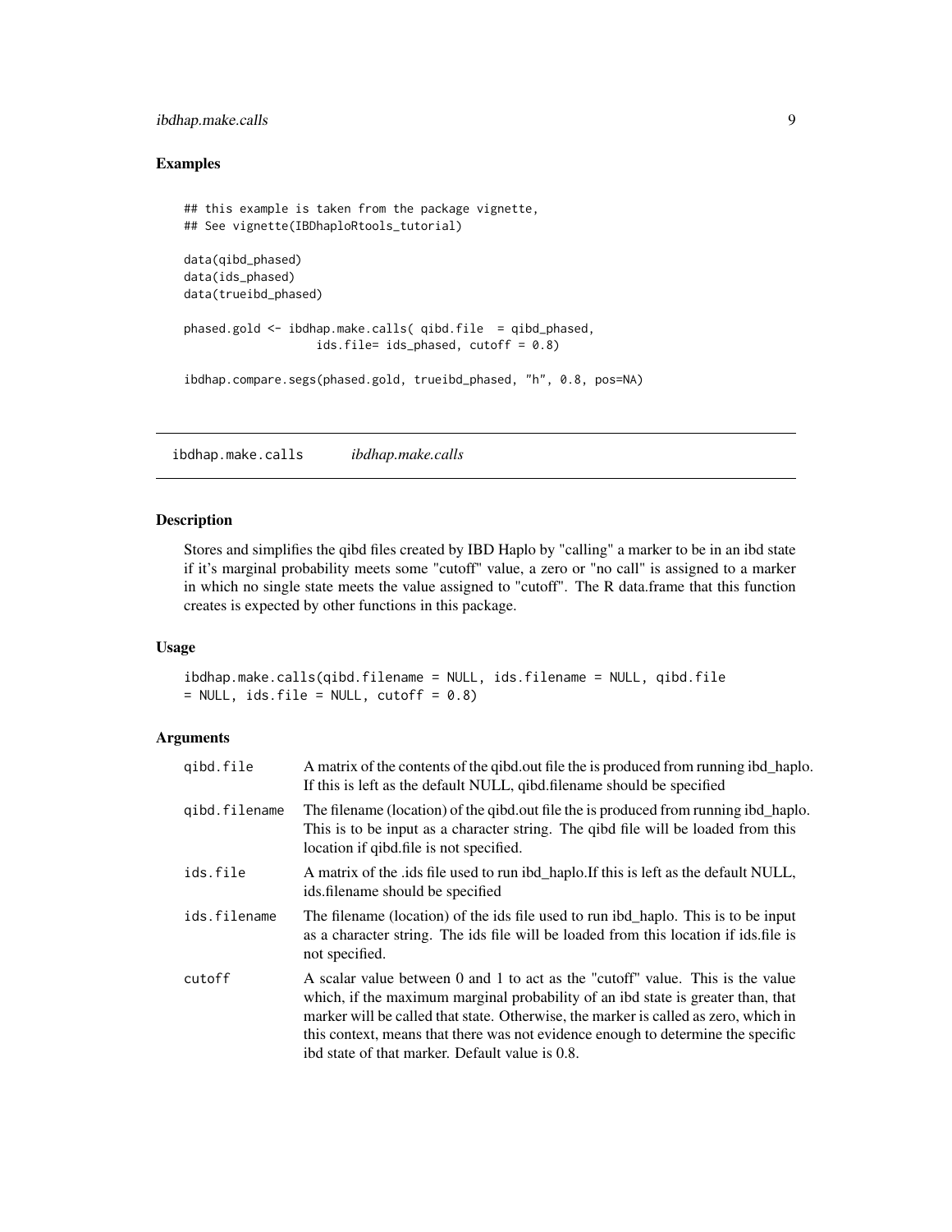## Examples

```
## this example is taken from the package vignette,
## See vignette(IBDhaploRtools_tutorial)

data(qibd_phased)
data(ids_phased)
data(trueibd_phased)

phased.gold <- ibdhap.make.calls( qibd.file  = qibd_phased,
                   ids.file= ids_phased, cutoff = 0.8)

ibdhap.compare.segs(phased.gold, trueibd_phased, "h", 0.8, pos=NA)
```

---

# ibdhap.make.calls    *ibdhap.make.calls*

---

## Description

Stores and simplifies the qibd files created by IBD Haplo by "calling" a marker to be in an ibd state if it's marginal probability meets some "cutoff" value, a zero or "no call" is assigned to a marker in which no single state meets the value assigned to "cutoff". The R data.frame that this function creates is expected by other functions in this package.

## Usage

```
ibdhap.make.calls(qibd.filename = NULL, ids.filename = NULL, qibd.file
= NULL, ids.file = NULL, cutoff = 0.8)
```

## Arguments

| | |
|---|---|
| `qibd.file` | A matrix of the contents of the qibd.out file the is produced from running ibd_haplo. If this is left as the default NULL, qibd.filename should be specified |
| `qibd.filename` | The filename (location) of the qibd.out file the is produced from running ibd_haplo. This is to be input as a character string. The qibd file will be loaded from this location if qibd.file is not specified. |
| `ids.file` | A matrix of the .ids file used to run ibd_haplo.If this is left as the default NULL, ids.filename should be specified |
| `ids.filename` | The filename (location) of the ids file used to run ibd_haplo. This is to be input as a character string. The ids file will be loaded from this location if ids.file is not specified. |
| `cutoff` | A scalar value between 0 and 1 to act as the "cutoff" value. This is the value which, if the maximum marginal probability of an ibd state is greater than, that marker will be called that state. Otherwise, the marker is called as zero, which in this context, means that there was not evidence enough to determine the specific ibd state of that marker. Default value is 0.8. |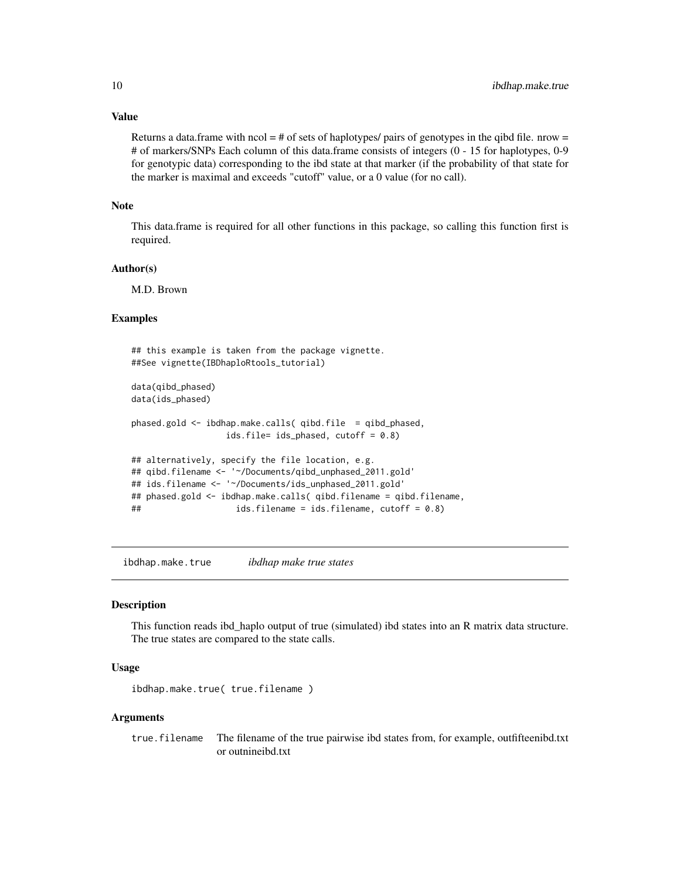### Value

Returns a data.frame with ncol = # of sets of haplotypes/ pairs of genotypes in the qibd file. nrow = # of markers/SNPs Each column of this data.frame consists of integers (0 - 15 for haplotypes, 0-9 for genotypic data) corresponding to the ibd state at that marker (if the probability of that state for the marker is maximal and exceeds "cutoff" value, or a 0 value (for no call).

### Note

This data.frame is required for all other functions in this package, so calling this function first is required.

### Author(s)

M.D. Brown

### Examples

```
## this example is taken from the package vignette.
##See vignette(IBDhaploRtools_tutorial)

data(qibd_phased)
data(ids_phased)

phased.gold <- ibdhap.make.calls( qibd.file  = qibd_phased,
                  ids.file= ids_phased, cutoff = 0.8)

## alternatively, specify the file location, e.g.
## qibd.filename <- '~/Documents/qibd_unphased_2011.gold'
## ids.filename <- '~/Documents/ids_unphased_2011.gold'
## phased.gold <- ibdhap.make.calls( qibd.filename = qibd.filename,
##                   ids.filename = ids.filename, cutoff = 0.8)
```

## ibdhap.make.true — *ibdhap make true states*

### Description

This function reads ibd_haplo output of true (simulated) ibd states into an R matrix data structure. The true states are compared to the state calls.

### Usage

```
ibdhap.make.true( true.filename )
```

### Arguments

| | |
|---|---|
| true.filename | The filename of the true pairwise ibd states from, for example, outfifteenibd.txt or outnineibd.txt |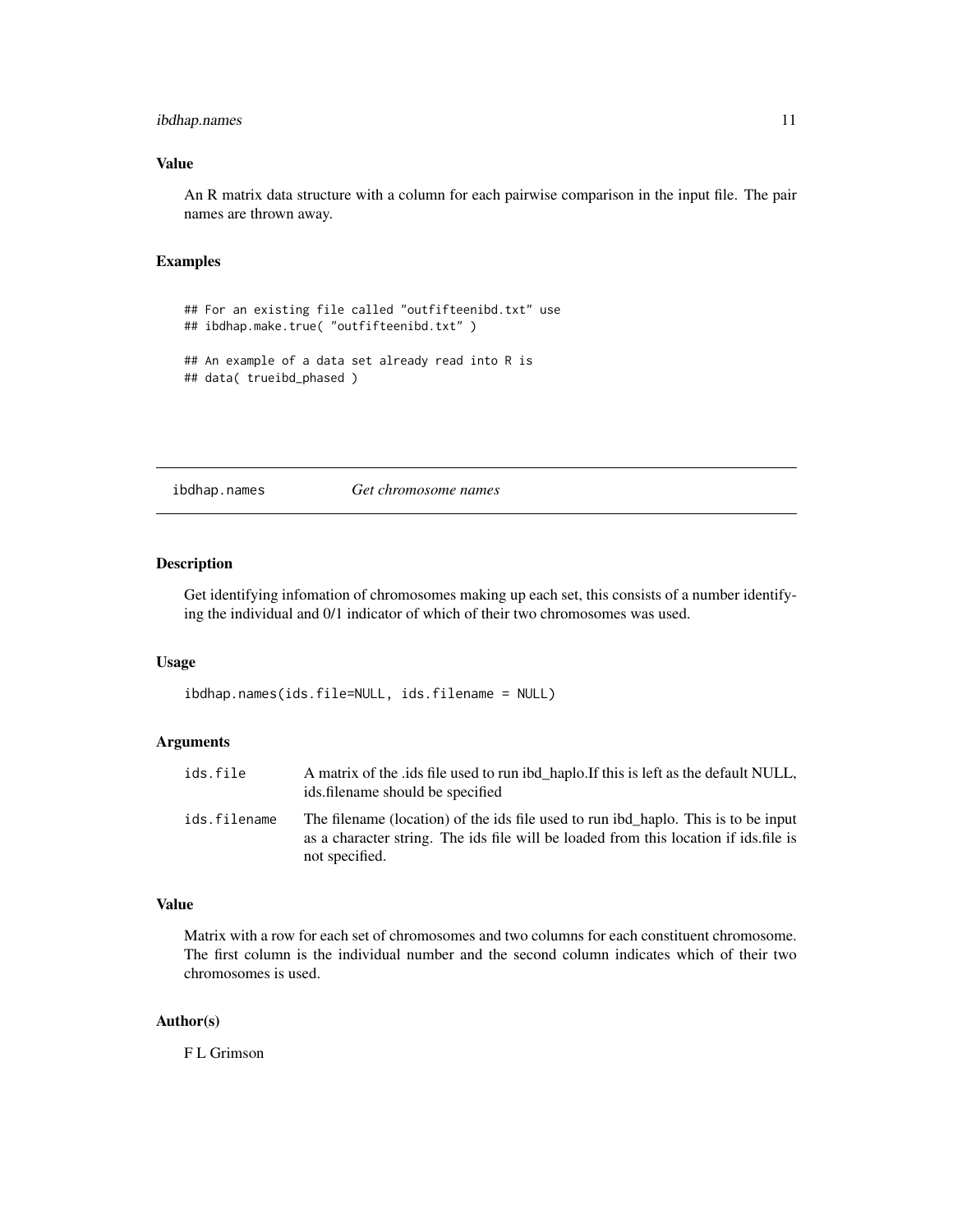### Value

An R matrix data structure with a column for each pairwise comparison in the input file. The pair names are thrown away.

### Examples

```
## For an existing file called "outfifteenibd.txt" use
## ibdhap.make.true( "outfifteenibd.txt" )

## An example of a data set already read into R is
## data( trueibd_phased )
```

---

## ibdhap.names *Get chromosome names*

### Description

Get identifying infomation of chromosomes making up each set, this consists of a number identifying the individual and 0/1 indicator of which of their two chromosomes was used.

### Usage

```
ibdhap.names(ids.file=NULL, ids.filename = NULL)
```

### Arguments

| | |
|---|---|
| ids.file | A matrix of the .ids file used to run ibd_haplo.If this is left as the default NULL, ids.filename should be specified |
| ids.filename | The filename (location) of the ids file used to run ibd_haplo. This is to be input as a character string. The ids file will be loaded from this location if ids.file is not specified. |

### Value

Matrix with a row for each set of chromosomes and two columns for each constituent chromosome. The first column is the individual number and the second column indicates which of their two chromosomes is used.

### Author(s)

F L Grimson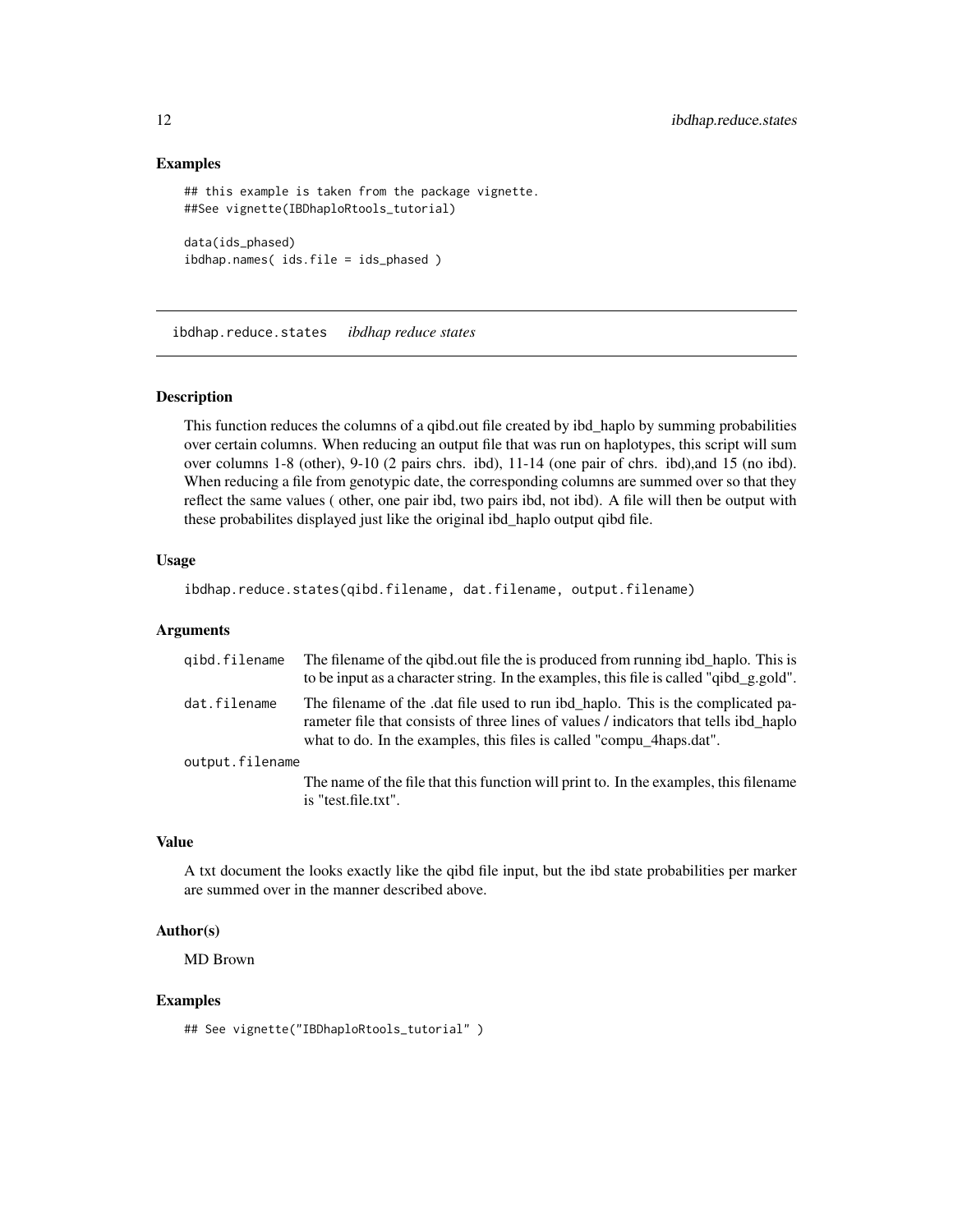### Examples

```
## this example is taken from the package vignette.
##See vignette(IBDhaploRtools_tutorial)

data(ids_phased)
ibdhap.names( ids.file = ids_phased )
```

---

## ibdhap.reduce.states *ibdhap reduce states*

---

### Description

This function reduces the columns of a qibd.out file created by ibd_haplo by summing probabilities over certain columns. When reducing an output file that was run on haplotypes, this script will sum over columns 1-8 (other), 9-10 (2 pairs chrs. ibd), 11-14 (one pair of chrs. ibd),and 15 (no ibd). When reducing a file from genotypic date, the corresponding columns are summed over so that they reflect the same values ( other, one pair ibd, two pairs ibd, not ibd). A file will then be output with these probabilites displayed just like the original ibd_haplo output qibd file.

### Usage

```
ibdhap.reduce.states(qibd.filename, dat.filename, output.filename)
```

### Arguments

| | |
|---|---|
| `qibd.filename` | The filename of the qibd.out file the is produced from running ibd_haplo. This is to be input as a character string. In the examples, this file is called "qibd_g.gold". |
| `dat.filename` | The filename of the .dat file used to run ibd_haplo. This is the complicated parameter file that consists of three lines of values / indicators that tells ibd_haplo what to do. In the examples, this files is called "compu_4haps.dat". |
| `output.filename` | The name of the file that this function will print to. In the examples, this filename is "test.file.txt". |

### Value

A txt document the looks exactly like the qibd file input, but the ibd state probabilities per marker are summed over in the manner described above.

### Author(s)

MD Brown

### Examples

```
## See vignette("IBDhaploRtools_tutorial" )
```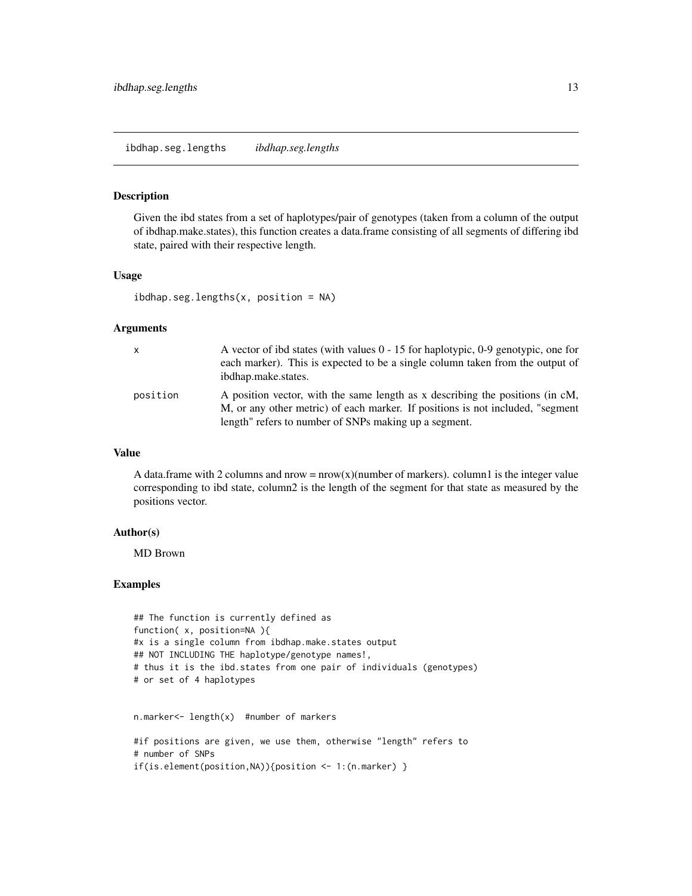# ibdhap.seg.lengths *ibdhap.seg.lengths*

## Description

Given the ibd states from a set of haplotypes/pair of genotypes (taken from a column of the output of ibdhap.make.states), this function creates a data.frame consisting of all segments of differing ibd state, paired with their respective length.

## Usage

```
ibdhap.seg.lengths(x, position = NA)
```

## Arguments

| | |
|---|---|
| x | A vector of ibd states (with values 0 - 15 for haplotypic, 0-9 genotypic, one for each marker). This is expected to be a single column taken from the output of ibdhap.make.states. |
| position | A position vector, with the same length as x describing the positions (in cM, M, or any other metric) of each marker. If positions is not included, "segment length" refers to number of SNPs making up a segment. |

## Value

A data.frame with 2 columns and nrow = nrow(x)(number of markers). column1 is the integer value corresponding to ibd state, column2 is the length of the segment for that state as measured by the positions vector.

## Author(s)

MD Brown

## Examples

```
## The function is currently defined as
function( x, position=NA ){
#x is a single column from ibdhap.make.states output
## NOT INCLUDING THE haplotype/genotype names!,
# thus it is the ibd.states from one pair of individuals (genotypes)
# or set of 4 haplotypes


n.marker<- length(x)  #number of markers

#if positions are given, we use them, otherwise "length" refers to
# number of SNPs
if(is.element(position,NA)){position <- 1:(n.marker) }
```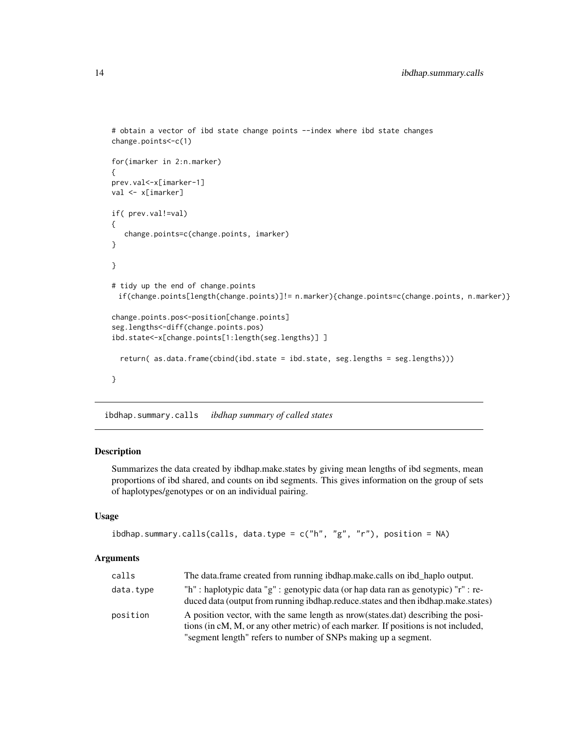```
# obtain a vector of ibd state change points --index where ibd state changes
change.points<-c(1)

for(imarker in 2:n.marker)
{
prev.val<-x[imarker-1]
val <- x[imarker]

if( prev.val!=val)
{
   change.points=c(change.points, imarker)
}

}

# tidy up the end of change.points
  if(change.points[length(change.points)]!= n.marker){change.points=c(change.points, n.marker)}

change.points.pos<-position[change.points]
seg.lengths<-diff(change.points.pos)
ibd.state<-x[change.points[1:length(seg.lengths)] ]

  return( as.data.frame(cbind(ibd.state = ibd.state, seg.lengths = seg.lengths)))

}
```

## ibdhap.summary.calls *ibdhap summary of called states*

### Description

Summarizes the data created by ibdhap.make.states by giving mean lengths of ibd segments, mean proportions of ibd shared, and counts on ibd segments. This gives information on the group of sets of haplotypes/genotypes or on an individual pairing.

### Usage

```
ibdhap.summary.calls(calls, data.type = c("h", "g", "r"), position = NA)
```

### Arguments

| | |
|---|---|
| calls | The data.frame created from running ibdhap.make.calls on ibd_haplo output. |
| data.type | "h" : haplotypic data "g" : genotypic data (or hap data ran as genotypic) "r" : reduced data (output from running ibdhap.reduce.states and then ibdhap.make.states) |
| position | A position vector, with the same length as nrow(states.dat) describing the positions (in cM, M, or any other metric) of each marker. If positions is not included, "segment length" refers to number of SNPs making up a segment. |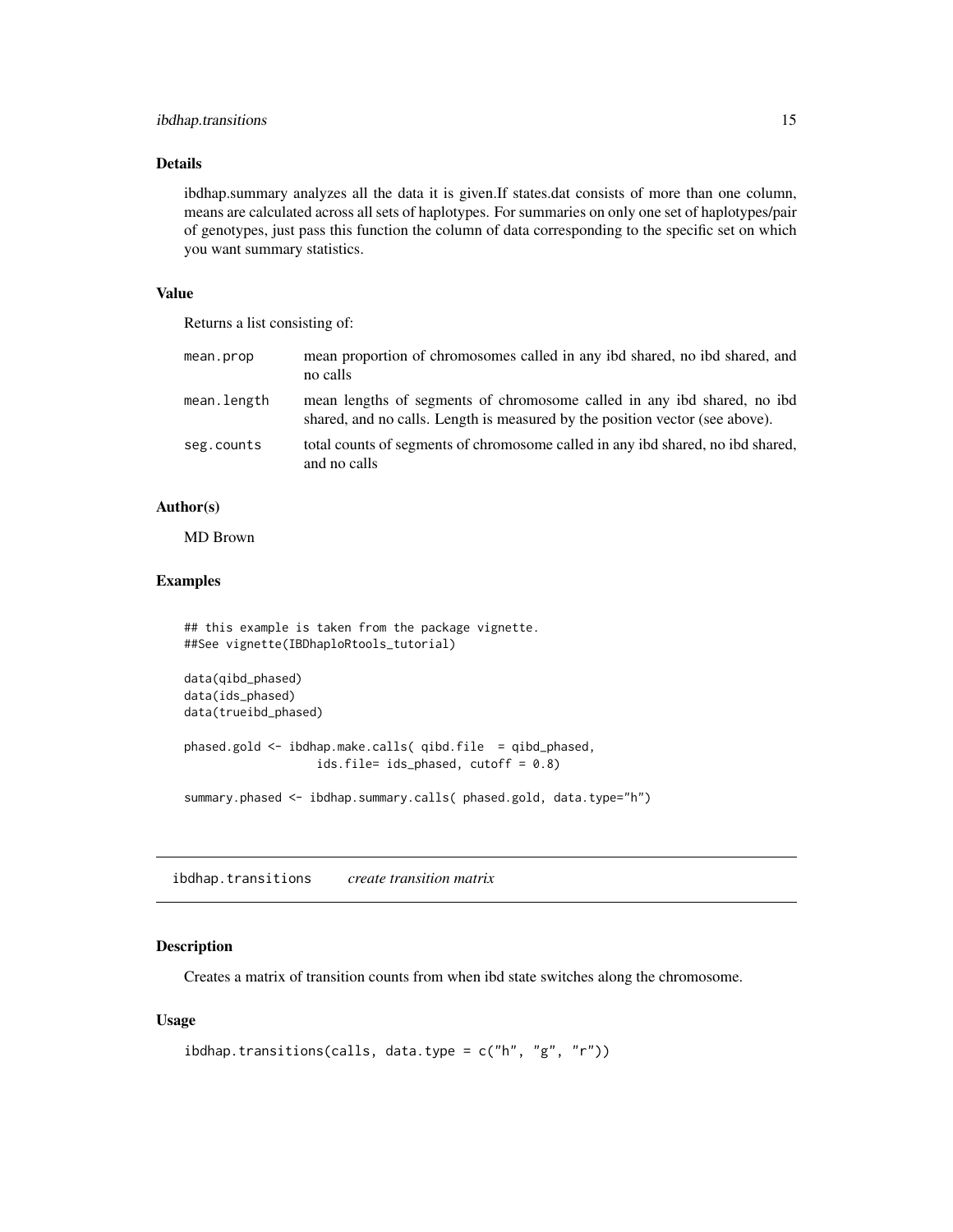## Details

ibdhap.summary analyzes all the data it is given.If states.dat consists of more than one column, means are calculated across all sets of haplotypes. For summaries on only one set of haplotypes/pair of genotypes, just pass this function the column of data corresponding to the specific set on which you want summary statistics.

## Value

Returns a list consisting of:

| | |
|---|---|
| mean.prop | mean proportion of chromosomes called in any ibd shared, no ibd shared, and no calls |
| mean.length | mean lengths of segments of chromosome called in any ibd shared, no ibd shared, and no calls. Length is measured by the position vector (see above). |
| seg.counts | total counts of segments of chromosome called in any ibd shared, no ibd shared, and no calls |

## Author(s)

MD Brown

## Examples

```
## this example is taken from the package vignette.
##See vignette(IBDhaploRtools_tutorial)

data(qibd_phased)
data(ids_phased)
data(trueibd_phased)

phased.gold <- ibdhap.make.calls( qibd.file  = qibd_phased,
                    ids.file= ids_phased, cutoff = 0.8)

summary.phased <- ibdhap.summary.calls( phased.gold, data.type="h")
```

---

# ibdhap.transitions *create transition matrix*

## Description

Creates a matrix of transition counts from when ibd state switches along the chromosome.

## Usage

```
ibdhap.transitions(calls, data.type = c("h", "g", "r"))
```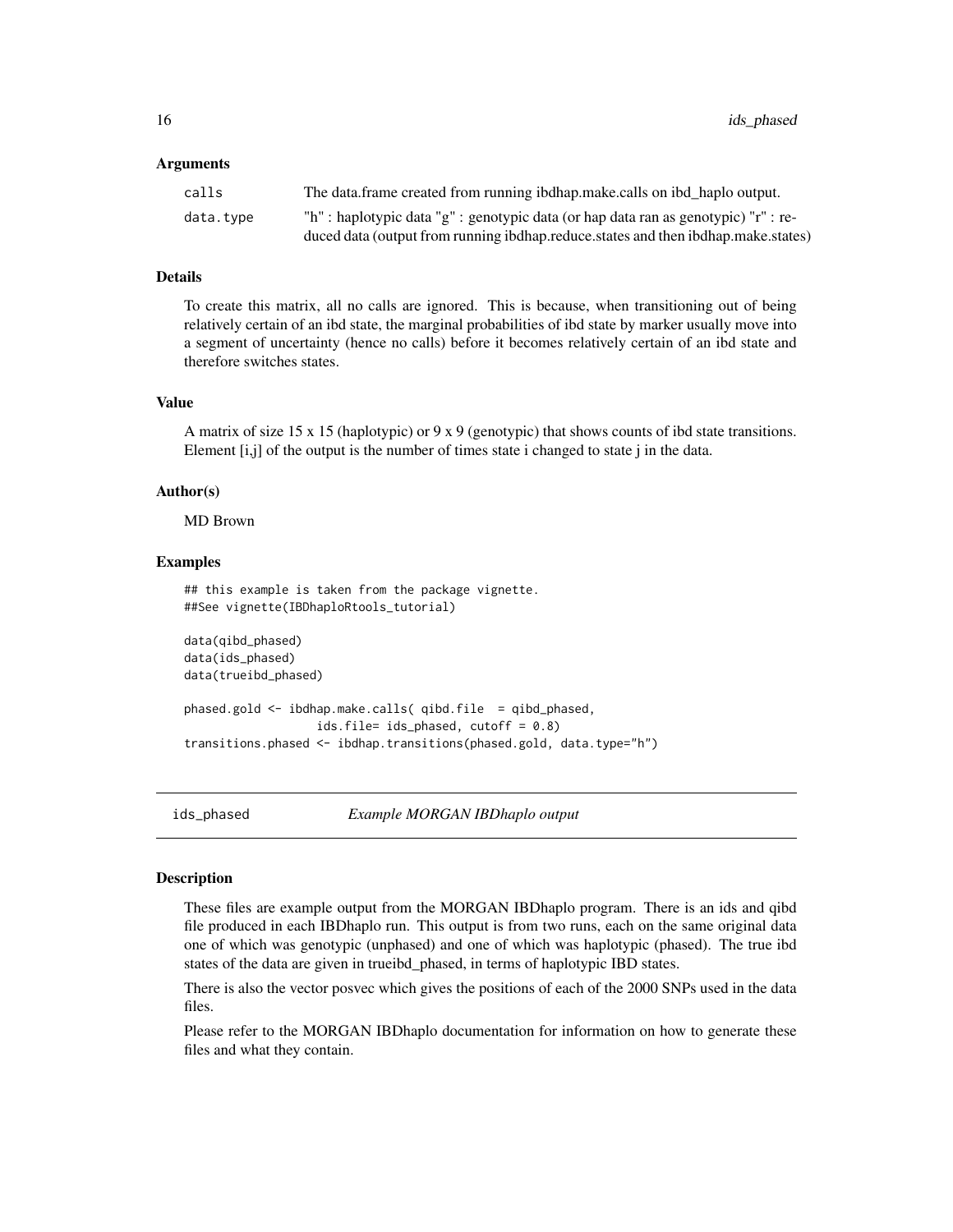### Arguments

| | |
|---|---|
| calls | The data.frame created from running ibdhap.make.calls on ibd_haplo output. |
| data.type | "h" : haplotypic data "g" : genotypic data (or hap data ran as genotypic) "r" : reduced data (output from running ibdhap.reduce.states and then ibdhap.make.states) |

### Details

To create this matrix, all no calls are ignored. This is because, when transitioning out of being relatively certain of an ibd state, the marginal probabilities of ibd state by marker usually move into a segment of uncertainty (hence no calls) before it becomes relatively certain of an ibd state and therefore switches states.

### Value

A matrix of size 15 x 15 (haplotypic) or 9 x 9 (genotypic) that shows counts of ibd state transitions. Element [i,j] of the output is the number of times state i changed to state j in the data.

### Author(s)

MD Brown

### Examples

```
## this example is taken from the package vignette.
##See vignette(IBDhaploRtools_tutorial)

data(qibd_phased)
data(ids_phased)
data(trueibd_phased)

phased.gold <- ibdhap.make.calls( qibd.file  = qibd_phased,
                  ids.file= ids_phased, cutoff = 0.8)
transitions.phased <- ibdhap.transitions(phased.gold, data.type="h")
```

## ids_phased — *Example MORGAN IBDhaplo output*

### Description

These files are example output from the MORGAN IBDhaplo program. There is an ids and qibd file produced in each IBDhaplo run. This output is from two runs, each on the same original data one of which was genotypic (unphased) and one of which was haplotypic (phased). The true ibd states of the data are given in trueibd_phased, in terms of haplotypic IBD states.

There is also the vector posvec which gives the positions of each of the 2000 SNPs used in the data files.

Please refer to the MORGAN IBDhaplo documentation for information on how to generate these files and what they contain.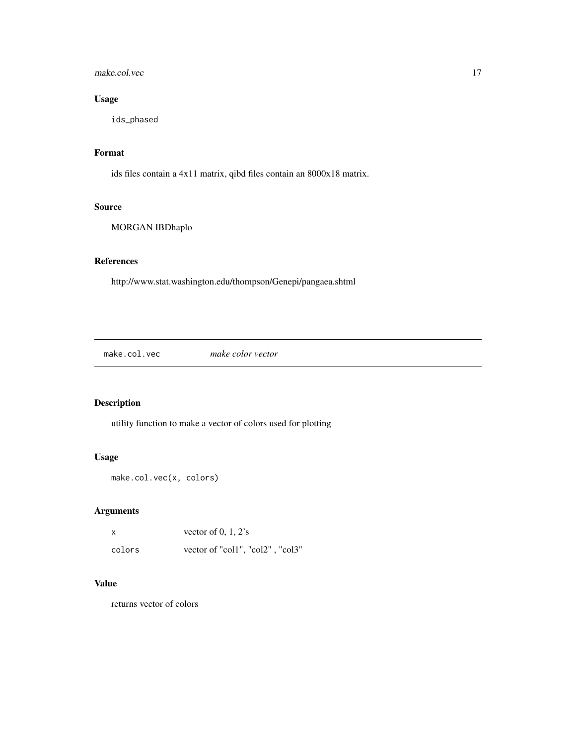## Usage

```
ids_phased
```

## Format

ids files contain a 4x11 matrix, qibd files contain an 8000x18 matrix.

## Source

MORGAN IBDhaplo

## References

http://www.stat.washington.edu/thompson/Genepi/pangaea.shtml

---

# make.col.vec *make color vector*

## Description

utility function to make a vector of colors used for plotting

## Usage

```
make.col.vec(x, colors)
```

## Arguments

| | |
|---|---|
| x | vector of 0, 1, 2's |
| colors | vector of "col1", "col2" , "col3" |

## Value

returns vector of colors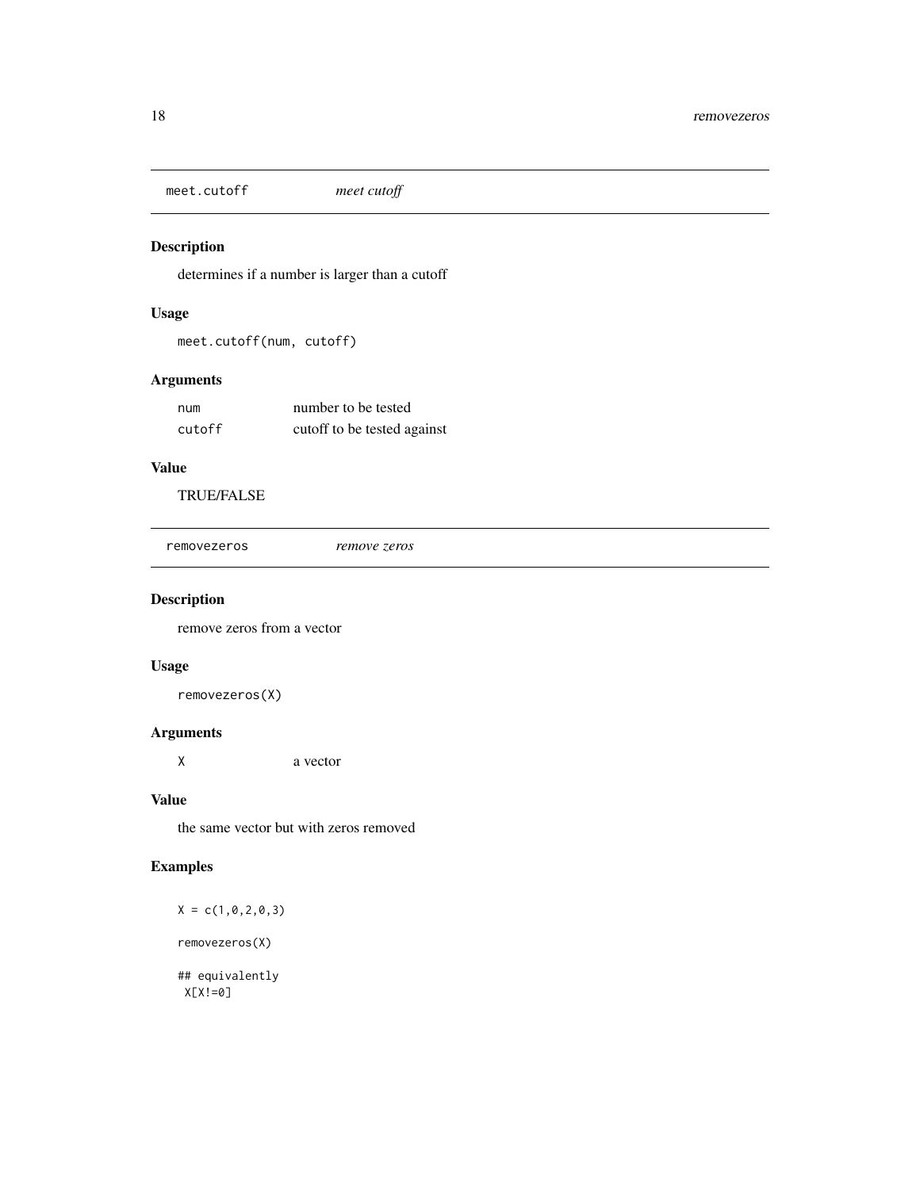## meet.cutoff *meet cutoff*

### Description

determines if a number is larger than a cutoff

### Usage

```
meet.cutoff(num, cutoff)
```

### Arguments

| | |
|---|---|
| num | number to be tested |
| cutoff | cutoff to be tested against |

### Value

TRUE/FALSE

## removezeros *remove zeros*

### Description

remove zeros from a vector

### Usage

```
removezeros(X)
```

### Arguments

| | |
|---|---|
| X | a vector |

### Value

the same vector but with zeros removed

### Examples

```
X = c(1,0,2,0,3)

removezeros(X)

## equivalently
 X[X!=0]
```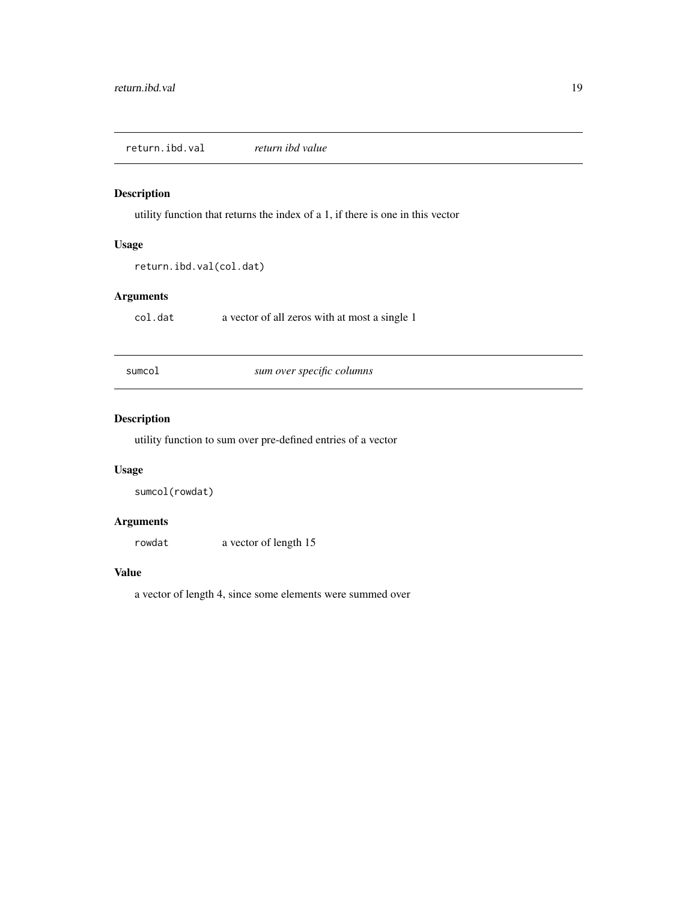## return.ibd.val *return ibd value*

### Description

utility function that returns the index of a 1, if there is one in this vector

### Usage

```
return.ibd.val(col.dat)
```

### Arguments

| | |
|---|---|
| col.dat | a vector of all zeros with at most a single 1 |

## sumcol *sum over specific columns*

### Description

utility function to sum over pre-defined entries of a vector

### Usage

```
sumcol(rowdat)
```

### Arguments

| | |
|---|---|
| rowdat | a vector of length 15 |

### Value

a vector of length 4, since some elements were summed over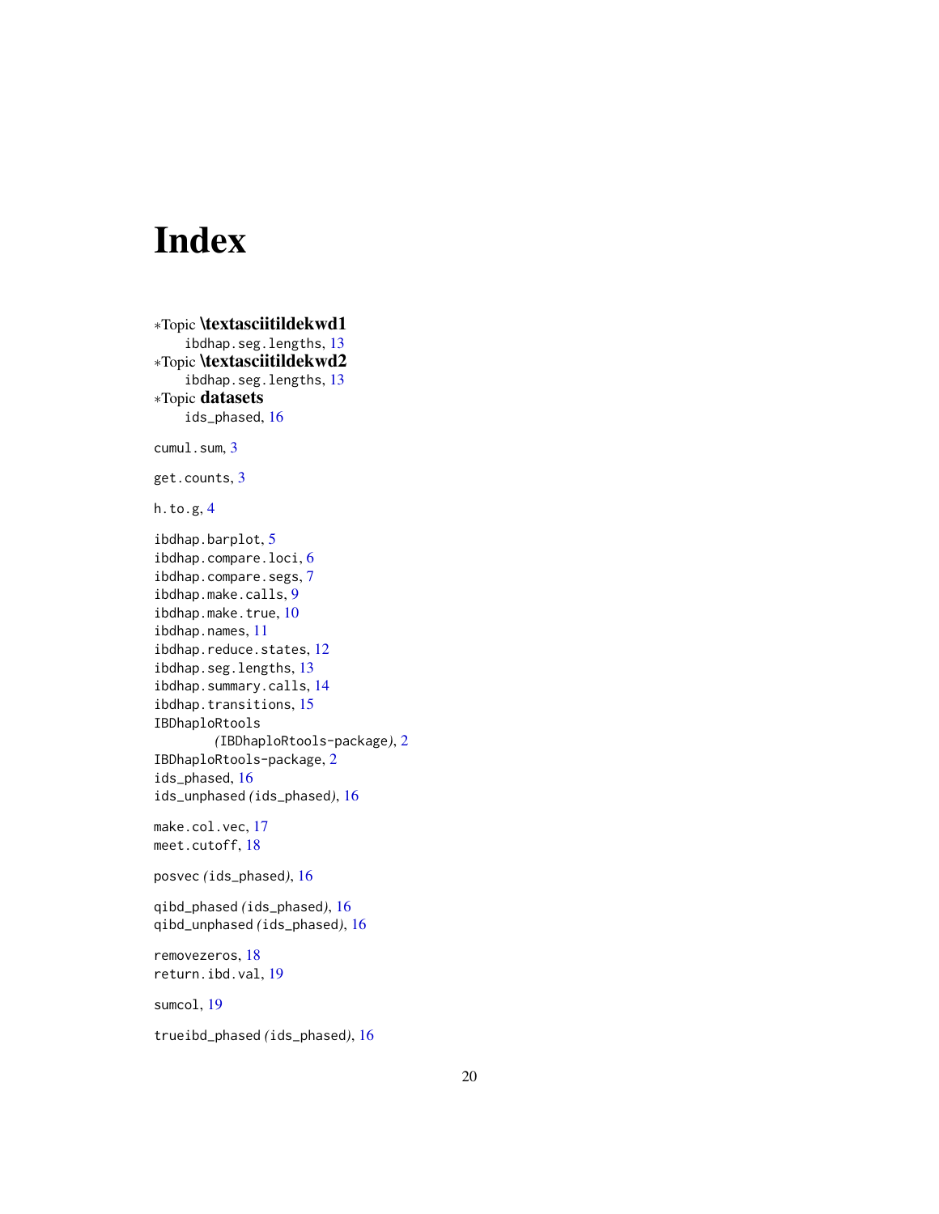# Index

∗Topic **\textasciitildekwd1**
    ibdhap.seg.lengths, 13
∗Topic **\textasciitildekwd2**
    ibdhap.seg.lengths, 13
∗Topic **datasets**
    ids_phased, 16

cumul.sum, 3

get.counts, 3

h.to.g, 4

ibdhap.barplot, 5
ibdhap.compare.loci, 6
ibdhap.compare.segs, 7
ibdhap.make.calls, 9
ibdhap.make.true, 10
ibdhap.names, 11
ibdhap.reduce.states, 12
ibdhap.seg.lengths, 13
ibdhap.summary.calls, 14
ibdhap.transitions, 15
IBDhaploRtools
        *(*IBDhaploRtools-package*)*, 2
IBDhaploRtools-package, 2
ids_phased, 16
ids_unphased *(*ids_phased*)*, 16

make.col.vec, 17
meet.cutoff, 18

posvec *(*ids_phased*)*, 16

qibd_phased *(*ids_phased*)*, 16
qibd_unphased *(*ids_phased*)*, 16

removezeros, 18
return.ibd.val, 19

sumcol, 19

trueibd_phased *(*ids_phased*)*, 16